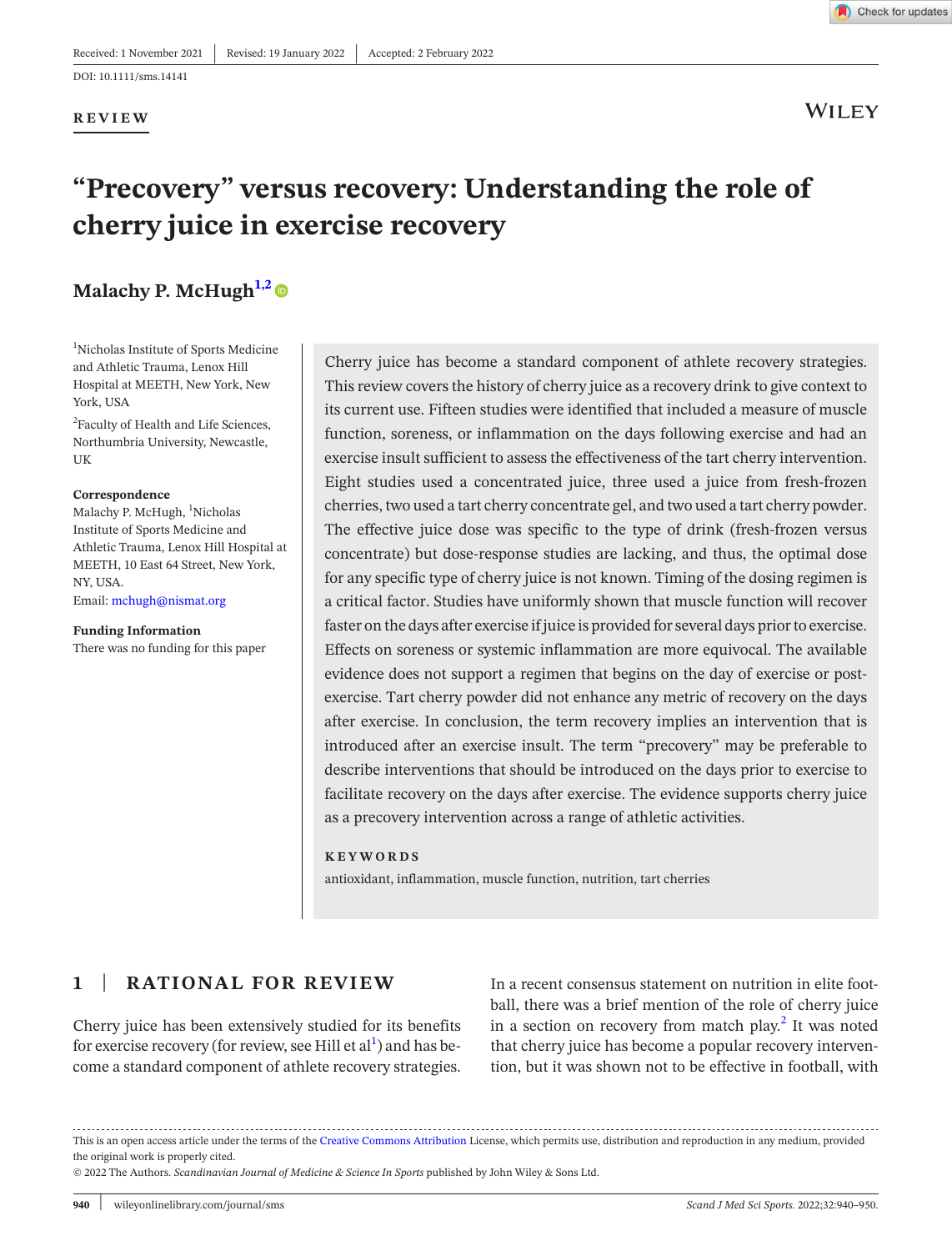Received: 1 November 2021 | Revised: 19 January 2022 | Accepted: 2 February 2022

DOI: 10.1111/sms.14141

REVIEW

# "Precovery" versus recovery: Understanding the role of cherry juice in exercise recovery

**Malachy P. McHugh**[1,2]

[1]Nicholas Institute of Sports Medicine and Athletic Trauma, Lenox Hill Hospital at MEETH, New York, New York, USA

[2]Faculty of Health and Life Sciences, Northumbria University, Newcastle, UK

**Correspondence**
Malachy P. McHugh, [1]Nicholas Institute of Sports Medicine and Athletic Trauma, Lenox Hill Hospital at MEETH, 10 East 64 Street, New York, NY, USA.
Email: mchugh@nismat.org

**Funding Information**
There was no funding for this paper

Cherry juice has become a standard component of athlete recovery strategies. This review covers the history of cherry juice as a recovery drink to give context to its current use. Fifteen studies were identified that included a measure of muscle function, soreness, or inflammation on the days following exercise and had an exercise insult sufficient to assess the effectiveness of the tart cherry intervention. Eight studies used a concentrated juice, three used a juice from fresh-frozen cherries, two used a tart cherry concentrate gel, and two used a tart cherry powder. The effective juice dose was specific to the type of drink (fresh-frozen versus concentrate) but dose-response studies are lacking, and thus, the optimal dose for any specific type of cherry juice is not known. Timing of the dosing regimen is a critical factor. Studies have uniformly shown that muscle function will recover faster on the days after exercise if juice is provided for several days prior to exercise. Effects on soreness or systemic inflammation are more equivocal. The available evidence does not support a regimen that begins on the day of exercise or post-exercise. Tart cherry powder did not enhance any metric of recovery on the days after exercise. In conclusion, the term recovery implies an intervention that is introduced after an exercise insult. The term "precovery" may be preferable to describe interventions that should be introduced on the days prior to exercise to facilitate recovery on the days after exercise. The evidence supports cherry juice as a precovery intervention across a range of athletic activities.

**KEYWORDS**

antioxidant, inflammation, muscle function, nutrition, tart cherries

## 1 | RATIONAL FOR REVIEW

Cherry juice has been extensively studied for its benefits for exercise recovery (for review, see Hill et al[1]) and has become a standard component of athlete recovery strategies.

In a recent consensus statement on nutrition in elite football, there was a brief mention of the role of cherry juice in a section on recovery from match play.[2] It was noted that cherry juice has become a popular recovery intervention, but it was shown not to be effective in football, with

This is an open access article under the terms of the Creative Commons Attribution License, which permits use, distribution and reproduction in any medium, provided the original work is properly cited.

© 2022 The Authors. *Scandinavian Journal of Medicine & Science In Sports* published by John Wiley & Sons Ltd.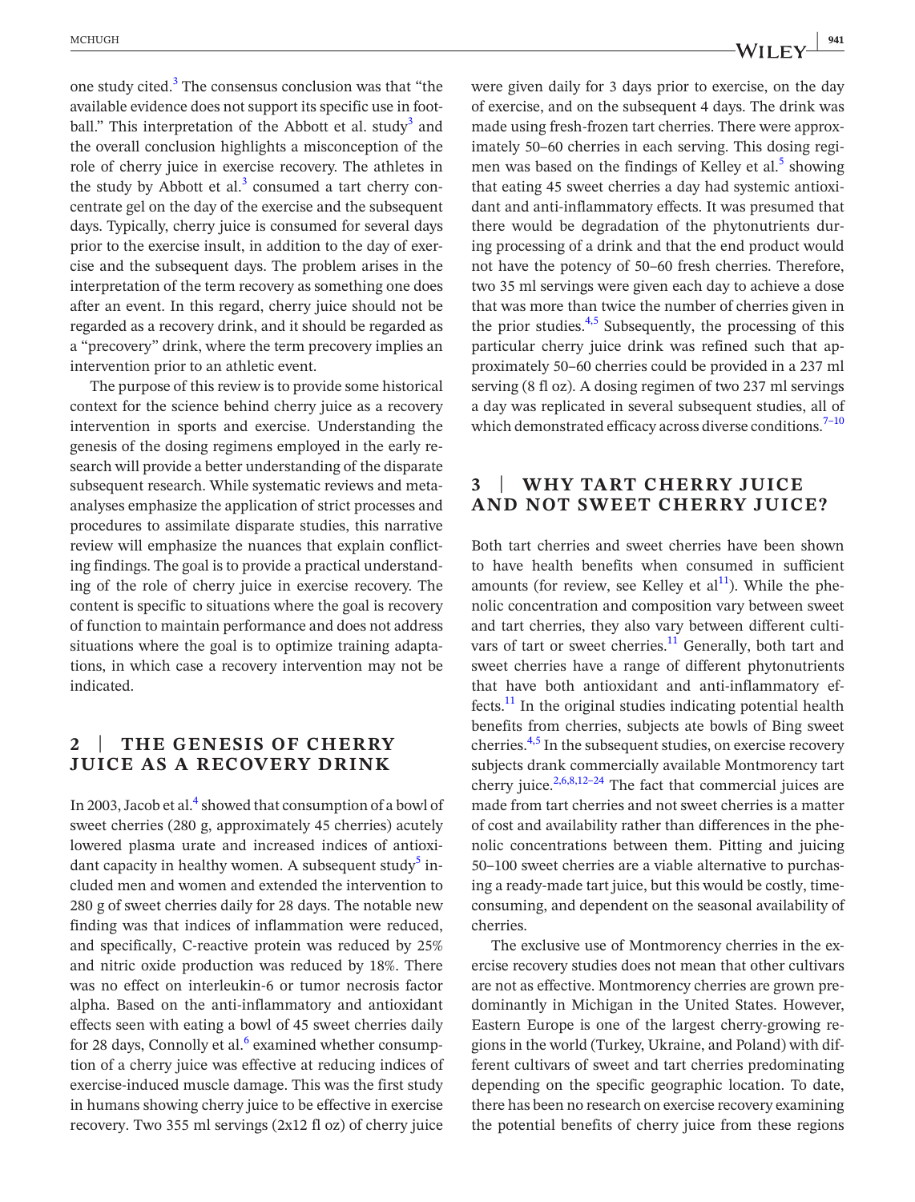one study cited.[3] The consensus conclusion was that "the available evidence does not support its specific use in football." This interpretation of the Abbott et al. study[3] and the overall conclusion highlights a misconception of the role of cherry juice in exercise recovery. The athletes in the study by Abbott et al.[3] consumed a tart cherry concentrate gel on the day of the exercise and the subsequent days. Typically, cherry juice is consumed for several days prior to the exercise insult, in addition to the day of exercise and the subsequent days. The problem arises in the interpretation of the term recovery as something one does after an event. In this regard, cherry juice should not be regarded as a recovery drink, and it should be regarded as a "precovery" drink, where the term precovery implies an intervention prior to an athletic event.

The purpose of this review is to provide some historical context for the science behind cherry juice as a recovery intervention in sports and exercise. Understanding the genesis of the dosing regimens employed in the early research will provide a better understanding of the disparate subsequent research. While systematic reviews and meta-analyses emphasize the application of strict processes and procedures to assimilate disparate studies, this narrative review will emphasize the nuances that explain conflicting findings. The goal is to provide a practical understanding of the role of cherry juice in exercise recovery. The content is specific to situations where the goal is recovery of function to maintain performance and does not address situations where the goal is to optimize training adaptations, in which case a recovery intervention may not be indicated.

## 2 | THE GENESIS OF CHERRY JUICE AS A RECOVERY DRINK

In 2003, Jacob et al.[4] showed that consumption of a bowl of sweet cherries (280 g, approximately 45 cherries) acutely lowered plasma urate and increased indices of antioxidant capacity in healthy women. A subsequent study[5] included men and women and extended the intervention to 280 g of sweet cherries daily for 28 days. The notable new finding was that indices of inflammation were reduced, and specifically, C-reactive protein was reduced by 25% and nitric oxide production was reduced by 18%. There was no effect on interleukin-6 or tumor necrosis factor alpha. Based on the anti-inflammatory and antioxidant effects seen with eating a bowl of 45 sweet cherries daily for 28 days, Connolly et al.[6] examined whether consumption of a cherry juice was effective at reducing indices of exercise-induced muscle damage. This was the first study in humans showing cherry juice to be effective in exercise recovery. Two 355 ml servings (2x12 fl oz) of cherry juice were given daily for 3 days prior to exercise, on the day of exercise, and on the subsequent 4 days. The drink was made using fresh-frozen tart cherries. There were approximately 50–60 cherries in each serving. This dosing regimen was based on the findings of Kelley et al.[5] showing that eating 45 sweet cherries a day had systemic antioxidant and anti-inflammatory effects. It was presumed that there would be degradation of the phytonutrients during processing of a drink and that the end product would not have the potency of 50–60 fresh cherries. Therefore, two 35 ml servings were given each day to achieve a dose that was more than twice the number of cherries given in the prior studies.[4,5] Subsequently, the processing of this particular cherry juice drink was refined such that approximately 50–60 cherries could be provided in a 237 ml serving (8 fl oz). A dosing regimen of two 237 ml servings a day was replicated in several subsequent studies, all of which demonstrated efficacy across diverse conditions.[7–10]

## 3 | WHY TART CHERRY JUICE AND NOT SWEET CHERRY JUICE?

Both tart cherries and sweet cherries have been shown to have health benefits when consumed in sufficient amounts (for review, see Kelley et al[11]). While the phenolic concentration and composition vary between sweet and tart cherries, they also vary between different cultivars of tart or sweet cherries.[11] Generally, both tart and sweet cherries have a range of different phytonutrients that have both antioxidant and anti-inflammatory effects.[11] In the original studies indicating potential health benefits from cherries, subjects ate bowls of Bing sweet cherries.[4,5] In the subsequent studies, on exercise recovery subjects drank commercially available Montmorency tart cherry juice.[2,6,8,12–24] The fact that commercial juices are made from tart cherries and not sweet cherries is a matter of cost and availability rather than differences in the phenolic concentrations between them. Pitting and juicing 50–100 sweet cherries are a viable alternative to purchasing a ready-made tart juice, but this would be costly, time-consuming, and dependent on the seasonal availability of cherries.

The exclusive use of Montmorency cherries in the exercise recovery studies does not mean that other cultivars are not as effective. Montmorency cherries are grown predominantly in Michigan in the United States. However, Eastern Europe is one of the largest cherry-growing regions in the world (Turkey, Ukraine, and Poland) with different cultivars of sweet and tart cherries predominating depending on the specific geographic location. To date, there has been no research on exercise recovery examining the potential benefits of cherry juice from these regions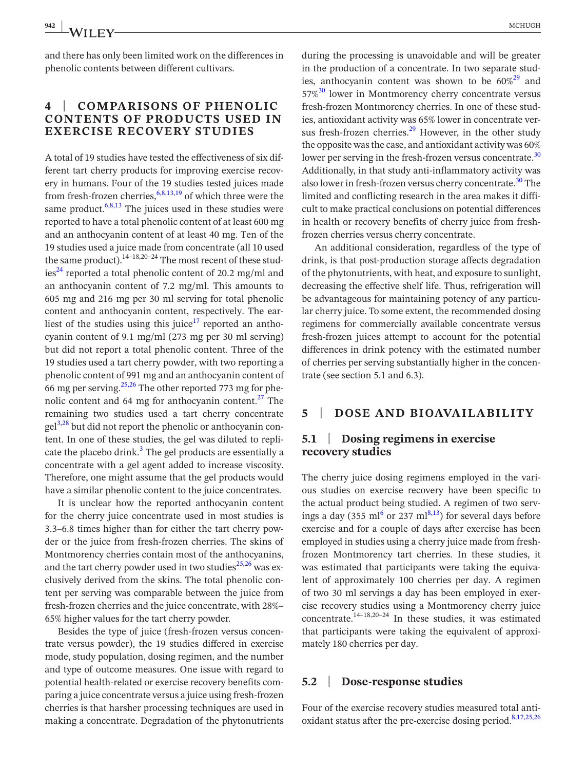and there has only been limited work on the differences in phenolic contents between different cultivars.

## 4 | COMPARISONS OF PHENOLIC CONTENTS OF PRODUCTS USED IN EXERCISE RECOVERY STUDIES

A total of 19 studies have tested the effectiveness of six different tart cherry products for improving exercise recovery in humans. Four of the 19 studies tested juices made from fresh-frozen cherries,[6,8,13,19] of which three were the same product.[6,8,13] The juices used in these studies were reported to have a total phenolic content of at least 600 mg and an anthocyanin content of at least 40 mg. Ten of the 19 studies used a juice made from concentrate (all 10 used the same product).[14–18,20–24] The most recent of these studies[24] reported a total phenolic content of 20.2 mg/ml and an anthocyanin content of 7.2 mg/ml. This amounts to 605 mg and 216 mg per 30 ml serving for total phenolic content and anthocyanin content, respectively. The earliest of the studies using this juice[17] reported an anthocyanin content of 9.1 mg/ml (273 mg per 30 ml serving) but did not report a total phenolic content. Three of the 19 studies used a tart cherry powder, with two reporting a phenolic content of 991 mg and an anthocyanin content of 66 mg per serving.[25,26] The other reported 773 mg for phenolic content and 64 mg for anthocyanin content.[27] The remaining two studies used a tart cherry concentrate gel[3,28] but did not report the phenolic or anthocyanin content. In one of these studies, the gel was diluted to replicate the placebo drink.[3] The gel products are essentially a concentrate with a gel agent added to increase viscosity. Therefore, one might assume that the gel products would have a similar phenolic content to the juice concentrates.

It is unclear how the reported anthocyanin content for the cherry juice concentrate used in most studies is 3.3–6.8 times higher than for either the tart cherry powder or the juice from fresh-frozen cherries. The skins of Montmorency cherries contain most of the anthocyanins, and the tart cherry powder used in two studies[25,26] was exclusively derived from the skins. The total phenolic content per serving was comparable between the juice from fresh-frozen cherries and the juice concentrate, with 28%–65% higher values for the tart cherry powder.

Besides the type of juice (fresh-frozen versus concentrate versus powder), the 19 studies differed in exercise mode, study population, dosing regimen, and the number and type of outcome measures. One issue with regard to potential health-related or exercise recovery benefits comparing a juice concentrate versus a juice using fresh-frozen cherries is that harsher processing techniques are used in making a concentrate. Degradation of the phytonutrients during the processing is unavoidable and will be greater in the production of a concentrate. In two separate studies, anthocyanin content was shown to be 60%[29] and 57%[30] lower in Montmorency cherry concentrate versus fresh-frozen Montmorency cherries. In one of these studies, antioxidant activity was 65% lower in concentrate versus fresh-frozen cherries.[29] However, in the other study the opposite was the case, and antioxidant activity was 60% lower per serving in the fresh-frozen versus concentrate.[30] Additionally, in that study anti-inflammatory activity was also lower in fresh-frozen versus cherry concentrate.[30] The limited and conflicting research in the area makes it difficult to make practical conclusions on potential differences in health or recovery benefits of cherry juice from fresh-frozen cherries versus cherry concentrate.

An additional consideration, regardless of the type of drink, is that post-production storage affects degradation of the phytonutrients, with heat, and exposure to sunlight, decreasing the effective shelf life. Thus, refrigeration will be advantageous for maintaining potency of any particular cherry juice. To some extent, the recommended dosing regimens for commercially available concentrate versus fresh-frozen juices attempt to account for the potential differences in drink potency with the estimated number of cherries per serving substantially higher in the concentrate (see section 5.1 and 6.3).

## 5 | DOSE AND BIOAVAILABILITY

### 5.1 | Dosing regimens in exercise recovery studies

The cherry juice dosing regimens employed in the various studies on exercise recovery have been specific to the actual product being studied. A regimen of two servings a day (355 ml[6] or 237 ml[8,13]) for several days before exercise and for a couple of days after exercise has been employed in studies using a cherry juice made from fresh-frozen Montmorency tart cherries. In these studies, it was estimated that participants were taking the equivalent of approximately 100 cherries per day. A regimen of two 30 ml servings a day has been employed in exercise recovery studies using a Montmorency cherry juice concentrate.[14–18,20–24] In these studies, it was estimated that participants were taking the equivalent of approximately 180 cherries per day.

### 5.2 | Dose-response studies

Four of the exercise recovery studies measured total antioxidant status after the pre-exercise dosing period.[8,17,25,26]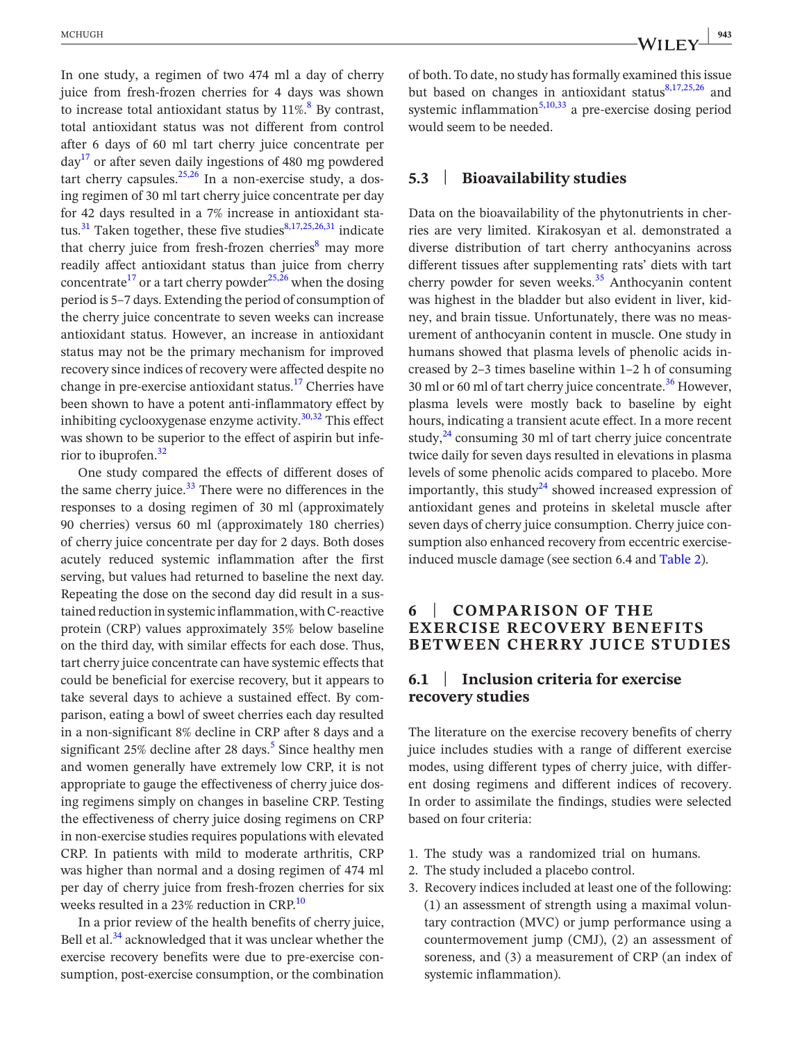In one study, a regimen of two 474 ml a day of cherry juice from fresh-frozen cherries for 4 days was shown to increase total antioxidant status by 11%.[8] By contrast, total antioxidant status was not different from control after 6 days of 60 ml tart cherry juice concentrate per day[17] or after seven daily ingestions of 480 mg powdered tart cherry capsules.[25,26] In a non-exercise study, a dosing regimen of 30 ml tart cherry juice concentrate per day for 42 days resulted in a 7% increase in antioxidant status.[31] Taken together, these five studies[8,17,25,26,31] indicate that cherry juice from fresh-frozen cherries[8] may more readily affect antioxidant status than juice from cherry concentrate[17] or a tart cherry powder[25,26] when the dosing period is 5–7 days. Extending the period of consumption of the cherry juice concentrate to seven weeks can increase antioxidant status. However, an increase in antioxidant status may not be the primary mechanism for improved recovery since indices of recovery were affected despite no change in pre-exercise antioxidant status.[17] Cherries have been shown to have a potent anti-inflammatory effect by inhibiting cyclooxygenase enzyme activity.[30,32] This effect was shown to be superior to the effect of aspirin but inferior to ibuprofen.[32]

One study compared the effects of different doses of the same cherry juice.[33] There were no differences in the responses to a dosing regimen of 30 ml (approximately 90 cherries) versus 60 ml (approximately 180 cherries) of cherry juice concentrate per day for 2 days. Both doses acutely reduced systemic inflammation after the first serving, but values had returned to baseline the next day. Repeating the dose on the second day did result in a sustained reduction in systemic inflammation, with C-reactive protein (CRP) values approximately 35% below baseline on the third day, with similar effects for each dose. Thus, tart cherry juice concentrate can have systemic effects that could be beneficial for exercise recovery, but it appears to take several days to achieve a sustained effect. By comparison, eating a bowl of sweet cherries each day resulted in a non-significant 8% decline in CRP after 8 days and a significant 25% decline after 28 days.[5] Since healthy men and women generally have extremely low CRP, it is not appropriate to gauge the effectiveness of cherry juice dosing regimens simply on changes in baseline CRP. Testing the effectiveness of cherry juice dosing regimens on CRP in non-exercise studies requires populations with elevated CRP. In patients with mild to moderate arthritis, CRP was higher than normal and a dosing regimen of 474 ml per day of cherry juice from fresh-frozen cherries for six weeks resulted in a 23% reduction in CRP.[10]

In a prior review of the health benefits of cherry juice, Bell et al.[34] acknowledged that it was unclear whether the exercise recovery benefits were due to pre-exercise consumption, post-exercise consumption, or the combination of both. To date, no study has formally examined this issue but based on changes in antioxidant status[8,17,25,26] and systemic inflammation[5,10,33] a pre-exercise dosing period would seem to be needed.

### 5.3 | Bioavailability studies

Data on the bioavailability of the phytonutrients in cherries are very limited. Kirakosyan et al. demonstrated a diverse distribution of tart cherry anthocyanins across different tissues after supplementing rats' diets with tart cherry powder for seven weeks.[35] Anthocyanin content was highest in the bladder but also evident in liver, kidney, and brain tissue. Unfortunately, there was no measurement of anthocyanin content in muscle. One study in humans showed that plasma levels of phenolic acids increased by 2–3 times baseline within 1–2 h of consuming 30 ml or 60 ml of tart cherry juice concentrate.[36] However, plasma levels were mostly back to baseline by eight hours, indicating a transient acute effect. In a more recent study,[24] consuming 30 ml of tart cherry juice concentrate twice daily for seven days resulted in elevations in plasma levels of some phenolic acids compared to placebo. More importantly, this study[24] showed increased expression of antioxidant genes and proteins in skeletal muscle after seven days of cherry juice consumption. Cherry juice consumption also enhanced recovery from eccentric exercise-induced muscle damage (see section 6.4 and Table 2).

## 6 | COMPARISON OF THE EXERCISE RECOVERY BENEFITS BETWEEN CHERRY JUICE STUDIES

### 6.1 | Inclusion criteria for exercise recovery studies

The literature on the exercise recovery benefits of cherry juice includes studies with a range of different exercise modes, using different types of cherry juice, with different dosing regimens and different indices of recovery. In order to assimilate the findings, studies were selected based on four criteria:

1. The study was a randomized trial on humans.
2. The study included a placebo control.
3. Recovery indices included at least one of the following: (1) an assessment of strength using a maximal voluntary contraction (MVC) or jump performance using a countermovement jump (CMJ), (2) an assessment of soreness, and (3) a measurement of CRP (an index of systemic inflammation).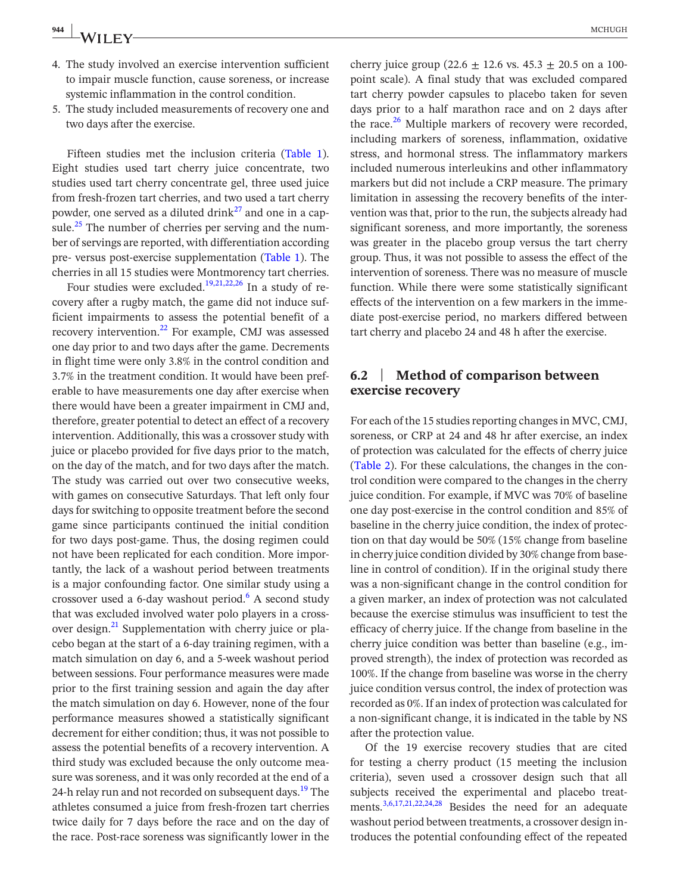4. The study involved an exercise intervention sufficient to impair muscle function, cause soreness, or increase systemic inflammation in the control condition.
5. The study included measurements of recovery one and two days after the exercise.

Fifteen studies met the inclusion criteria (Table 1). Eight studies used tart cherry juice concentrate, two studies used tart cherry concentrate gel, three used juice from fresh-frozen tart cherries, and two used a tart cherry powder, one served as a diluted drink[27] and one in a capsule.[25] The number of cherries per serving and the number of servings are reported, with differentiation according pre- versus post-exercise supplementation (Table 1). The cherries in all 15 studies were Montmorency tart cherries.

Four studies were excluded.[19,21,22,26] In a study of recovery after a rugby match, the game did not induce sufficient impairments to assess the potential benefit of a recovery intervention.[22] For example, CMJ was assessed one day prior to and two days after the game. Decrements in flight time were only 3.8% in the control condition and 3.7% in the treatment condition. It would have been preferable to have measurements one day after exercise when there would have been a greater impairment in CMJ and, therefore, greater potential to detect an effect of a recovery intervention. Additionally, this was a crossover study with juice or placebo provided for five days prior to the match, on the day of the match, and for two days after the match. The study was carried out over two consecutive weeks, with games on consecutive Saturdays. That left only four days for switching to opposite treatment before the second game since participants continued the initial condition for two days post-game. Thus, the dosing regimen could not have been replicated for each condition. More importantly, the lack of a washout period between treatments is a major confounding factor. One similar study using a crossover used a 6-day washout period.[6] A second study that was excluded involved water polo players in a crossover design.[21] Supplementation with cherry juice or placebo began at the start of a 6-day training regimen, with a match simulation on day 6, and a 5-week washout period between sessions. Four performance measures were made prior to the first training session and again the day after the match simulation on day 6. However, none of the four performance measures showed a statistically significant decrement for either condition; thus, it was not possible to assess the potential benefits of a recovery intervention. A third study was excluded because the only outcome measure was soreness, and it was only recorded at the end of a 24-h relay run and not recorded on subsequent days.[19] The athletes consumed a juice from fresh-frozen tart cherries twice daily for 7 days before the race and on the day of the race. Post-race soreness was significantly lower in the cherry juice group (22.6 ± 12.6 vs. 45.3 ± 20.5 on a 100-point scale). A final study that was excluded compared tart cherry powder capsules to placebo taken for seven days prior to a half marathon race and on 2 days after the race.[26] Multiple markers of recovery were recorded, including markers of soreness, inflammation, oxidative stress, and hormonal stress. The inflammatory markers included numerous interleukins and other inflammatory markers but did not include a CRP measure. The primary limitation in assessing the recovery benefits of the intervention was that, prior to the run, the subjects already had significant soreness, and more importantly, the soreness was greater in the placebo group versus the tart cherry group. Thus, it was not possible to assess the effect of the intervention of soreness. There was no measure of muscle function. While there were some statistically significant effects of the intervention on a few markers in the immediate post-exercise period, no markers differed between tart cherry and placebo 24 and 48 h after the exercise.

### 6.2 | Method of comparison between exercise recovery

For each of the 15 studies reporting changes in MVC, CMJ, soreness, or CRP at 24 and 48 hr after exercise, an index of protection was calculated for the effects of cherry juice (Table 2). For these calculations, the changes in the control condition were compared to the changes in the cherry juice condition. For example, if MVC was 70% of baseline one day post-exercise in the control condition and 85% of baseline in the cherry juice condition, the index of protection on that day would be 50% (15% change from baseline in cherry juice condition divided by 30% change from baseline in control of condition). If in the original study there was a non-significant change in the control condition for a given marker, an index of protection was not calculated because the exercise stimulus was insufficient to test the efficacy of cherry juice. If the change from baseline in the cherry juice condition was better than baseline (e.g., improved strength), the index of protection was recorded as 100%. If the change from baseline was worse in the cherry juice condition versus control, the index of protection was recorded as 0%. If an index of protection was calculated for a non-significant change, it is indicated in the table by NS after the protection value.

Of the 19 exercise recovery studies that are cited for testing a cherry product (15 meeting the inclusion criteria), seven used a crossover design such that all subjects received the experimental and placebo treatments.[3,6,17,21,22,24,28] Besides the need for an adequate washout period between treatments, a crossover design introduces the potential confounding effect of the repeated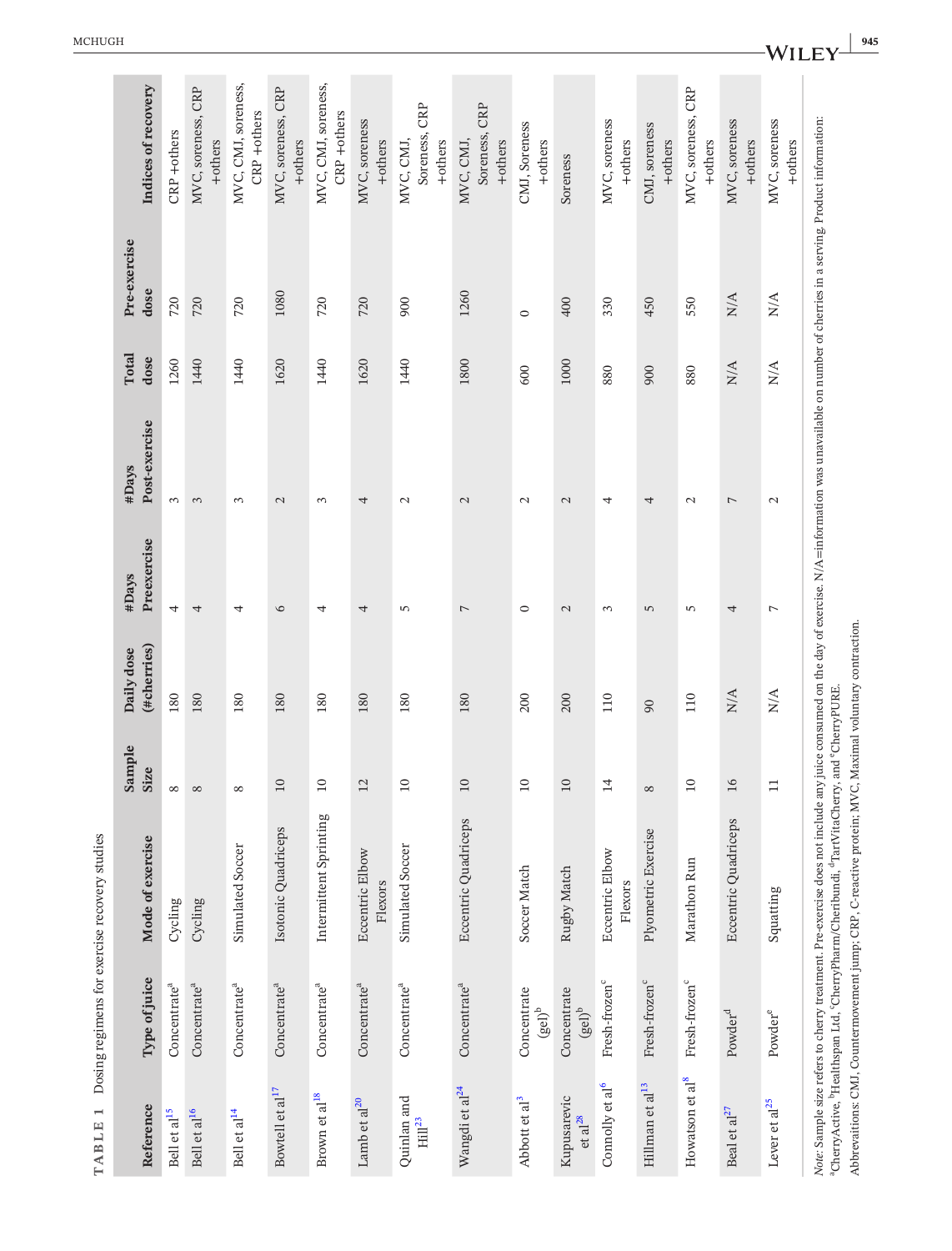**TABLE 1** Dosing regimens for exercise recovery studies

| Reference | Type of juice | Mode of exercise | Sample Size | Daily dose (#cherries) | #Days Preexercise | #Days Post-exercise | Total dose | Pre-exercise dose | Indices of recovery |
|---|---|---|---|---|---|---|---|---|---|
| Bell et al[15] | Concentrate[a] | Cycling | 8 | 180 | 4 | 3 | 1260 | 720 | CRP +others |
| Bell et al[16] | Concentrate[a] | Cycling | 8 | 180 | 4 | 3 | 1440 | 720 | MVC, soreness, CRP +others |
| Bell et al[14] | Concentrate[a] | Simulated Soccer | 8 | 180 | 4 | 3 | 1440 | 720 | MVC, CMJ, soreness, CRP +others |
| Bowtell et al[17] | Concentrate[a] | Isotonic Quadriceps | 10 | 180 | 6 | 2 | 1620 | 1080 | MVC, soreness, CRP +others |
| Brown et al[18] | Concentrate[a] | Intermittent Sprinting | 10 | 180 | 4 | 3 | 1440 | 720 | MVC, CMJ, soreness, CRP +others |
| Lamb et al[20] | Concentrate[a] | Eccentric Elbow Flexors | 12 | 180 | 4 | 4 | 1620 | 720 | MVC, soreness +others |
| Quinlan and Hill[23] | Concentrate[a] | Simulated Soccer | 10 | 180 | 5 | 2 | 1440 | 900 | MVC, CMJ, Soreness, CRP +others |
| Wangdi et al[24] | Concentrate[a] | Eccentric Quadriceps | 10 | 180 | 7 | 2 | 1800 | 1260 | MVC, CMJ, Soreness, CRP +others |
| Abbott et al[3] | Concentrate (gel)[b] | Soccer Match | 10 | 200 | 0 | 2 | 600 | 0 | CMJ, Soreness +others |
| Kupusarevic et al[28] | Concentrate (gel)[b] | Rugby Match | 10 | 200 | 2 | 2 | 1000 | 400 | Soreness |
| Connolly et al[6] | Fresh-frozen[c] | Eccentric Elbow Flexors | 14 | 110 | 3 | 4 | 880 | 330 | MVC, soreness +others |
| Hillman et al[13] | Fresh-frozen[c] | Plyometric Exercise | 8 | 90 | 5 | 4 | 900 | 450 | CMJ, soreness +others |
| Howatson et al[8] | Fresh-frozen[c] | Marathon Run | 10 | 110 | 5 | 2 | 880 | 550 | MVC, soreness, CRP +others |
| Beal et al[27] | Powder[d] | Eccentric Quadriceps | 16 | N/A | 4 | 7 | N/A | N/A | MVC, soreness +others |
| Lever et al[25] | Powder[e] | Squatting | 11 | N/A | 7 | 2 | N/A | N/A | MVC, soreness +others |

*Note*: Sample size refers to cherry treatment. Pre-exercise does not include any juice consumed on the day of exercise. N/A=information was unavailable on number of cherries in a serving. Product information: [a]CherryActive, [b]Healthspan Ltd, [c]CherryPharm/Cheribundi, [d]TartVitaCherry, and [e]CherryPURE.

Abbrevaitions: CMJ, Countermovement jump; CRP, C-reactive protein; MVC, Maximal voluntary contraction.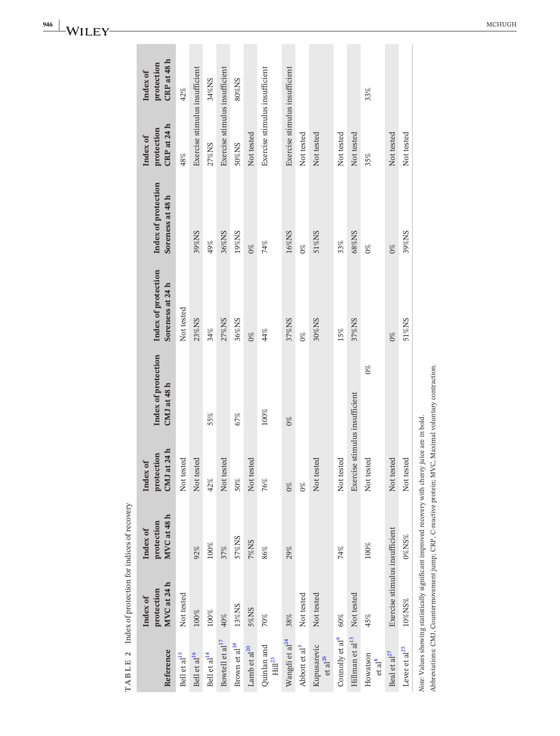**TABLE 2** Index of protection for indices of recovery

| Reference | Index of protection MVC at 24 h | Index of protection MVC at 48 h | Index of protection CMJ at 24 h | Index of protection CMJ at 48 h | Index of protection Soreness at 24 h | Index of protection Soreness at 48 h | Index of protection CRP at 24 h | Index of protection CRP at 48 h |
|---|---|---|---|---|---|---|---|---|
| Bell et al[15] | Not tested | | Not tested | | Not tested | | 48% | 42% |
| Bell et al[16] | 100% | 92% | Not tested | | 23%NS | 39%NS | Exercise stimulus insufficient | |
| Bell et al[14] | 100% | 100% | 42% | 55% | 34% | 49% | 27%NS | 34%NS |
| Bowtell et al[17] | 40% | 37% | Not tested | | 27%NS | 36%NS | Exercise stimulus insufficient | |
| Brown et al[18] | 13%NS | 57%NS | 50% | 67% | 36%NS | 19%NS | 50%NS | 80%NS |
| Lamb et al[20] | 5%NS | 7%NS | Not tested | | 0% | 0% | Not tested | |
| Quinlan and Hill[23] | 70% | 86% | 76% | 100% | 44% | 74% | Exercise stimulus insufficient | |
| Wangdi et al[24] | 38% | 29% | 0% | 0% | 37%NS | 16%NS | Exercise stimulus insufficient | |
| Abbott et al[3] | Not tested | | 0% | | 0% | 0% | Not tested | |
| Kupusarevic et al[28] | Not tested | | Not tested | | 30%NS | 51%NS | Not tested | |
| Connolly et al[6] | 60% | 74% | Not tested | | 15% | 33% | Not tested | |
| Hillman et al[13] | Not tested | | Exercise stimulus insufficient | | 37%NS | 68%NS | Not tested | |
| Howatson et al[8] | 45% | 100% | Not tested | 0% | | 0% | 35% | 33% |
| Beal et al[27] | Exercise stimulus insufficient | | Not tested | | 0% | 0% | Not tested | |
| Lever et al[25] | 10%NS% | 0%NS% | Not tested | | 51%NS | 39%NS | Not tested | |

*Note*: Values showing statistically significant improved recovery with cherry juice are in bold.

Abbreviations: CMJ, Countermovement jump; CRP, C-reactive protein; MVC, Maximal voluntary contraction.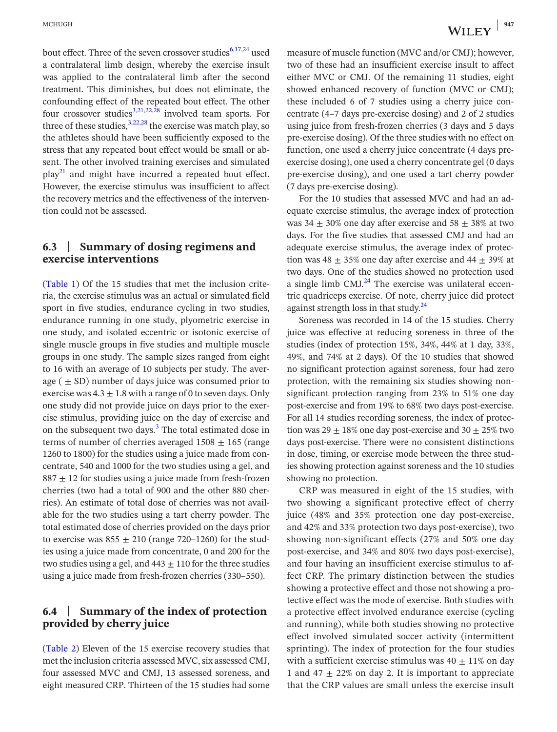bout effect. Three of the seven crossover studies[6,17,24] used a contralateral limb design, whereby the exercise insult was applied to the contralateral limb after the second treatment. This diminishes, but does not eliminate, the confounding effect of the repeated bout effect. The other four crossover studies[3,21,22,28] involved team sports. For three of these studies,[3,22,28] the exercise was match play, so the athletes should have been sufficiently exposed to the stress that any repeated bout effect would be small or absent. The other involved training exercises and simulated play[21] and might have incurred a repeated bout effect. However, the exercise stimulus was insufficient to affect the recovery metrics and the effectiveness of the intervention could not be assessed.

### 6.3 | Summary of dosing regimens and exercise interventions

(Table 1) Of the 15 studies that met the inclusion criteria, the exercise stimulus was an actual or simulated field sport in five studies, endurance cycling in two studies, endurance running in one study, plyometric exercise in one study, and isolated eccentric or isotonic exercise of single muscle groups in five studies and multiple muscle groups in one study. The sample sizes ranged from eight to 16 with an average of 10 subjects per study. The average ( ± SD) number of days juice was consumed prior to exercise was 4.3 ± 1.8 with a range of 0 to seven days. Only one study did not provide juice on days prior to the exercise stimulus, providing juice on the day of exercise and on the subsequent two days.[3] The total estimated dose in terms of number of cherries averaged 1508 ± 165 (range 1260 to 1800) for the studies using a juice made from concentrate, 540 and 1000 for the two studies using a gel, and 887 ± 12 for studies using a juice made from fresh-frozen cherries (two had a total of 900 and the other 880 cherries). An estimate of total dose of cherries was not available for the two studies using a tart cherry powder. The total estimated dose of cherries provided on the days prior to exercise was 855 ± 210 (range 720–1260) for the studies using a juice made from concentrate, 0 and 200 for the two studies using a gel, and 443 ± 110 for the three studies using a juice made from fresh-frozen cherries (330–550).

### 6.4 | Summary of the index of protection provided by cherry juice

(Table 2) Eleven of the 15 exercise recovery studies that met the inclusion criteria assessed MVC, six assessed CMJ, four assessed MVC and CMJ, 13 assessed soreness, and eight measured CRP. Thirteen of the 15 studies had some measure of muscle function (MVC and/or CMJ); however, two of these had an insufficient exercise insult to affect either MVC or CMJ. Of the remaining 11 studies, eight showed enhanced recovery of function (MVC or CMJ); these included 6 of 7 studies using a cherry juice concentrate (4–7 days pre-exercise dosing) and 2 of 2 studies using juice from fresh-frozen cherries (3 days and 5 days pre-exercise dosing). Of the three studies with no effect on function, one used a cherry juice concentrate (4 days pre-exercise dosing), one used a cherry concentrate gel (0 days pre-exercise dosing), and one used a tart cherry powder (7 days pre-exercise dosing).

For the 10 studies that assessed MVC and had an adequate exercise stimulus, the average index of protection was 34 ± 30% one day after exercise and 58 ± 38% at two days. For the five studies that assessed CMJ and had an adequate exercise stimulus, the average index of protection was 48 ± 35% one day after exercise and 44 ± 39% at two days. One of the studies showed no protection used a single limb CMJ.[24] The exercise was unilateral eccentric quadriceps exercise. Of note, cherry juice did protect against strength loss in that study.[24]

Soreness was recorded in 14 of the 15 studies. Cherry juice was effective at reducing soreness in three of the studies (index of protection 15%, 34%, 44% at 1 day, 33%, 49%, and 74% at 2 days). Of the 10 studies that showed no significant protection against soreness, four had zero protection, with the remaining six studies showing non-significant protection ranging from 23% to 51% one day post-exercise and from 19% to 68% two days post-exercise. For all 14 studies recording soreness, the index of protection was 29 ± 18% one day post-exercise and 30 ± 25% two days post-exercise. There were no consistent distinctions in dose, timing, or exercise mode between the three studies showing protection against soreness and the 10 studies showing no protection.

CRP was measured in eight of the 15 studies, with two showing a significant protective effect of cherry juice (48% and 35% protection one day post-exercise, and 42% and 33% protection two days post-exercise), two showing non-significant effects (27% and 50% one day post-exercise, and 34% and 80% two days post-exercise), and four having an insufficient exercise stimulus to affect CRP. The primary distinction between the studies showing a protective effect and those not showing a protective effect was the mode of exercise. Both studies with a protective effect involved endurance exercise (cycling and running), while both studies showing no protective effect involved simulated soccer activity (intermittent sprinting). The index of protection for the four studies with a sufficient exercise stimulus was 40 ± 11% on day 1 and 47 ± 22% on day 2. It is important to appreciate that the CRP values are small unless the exercise insult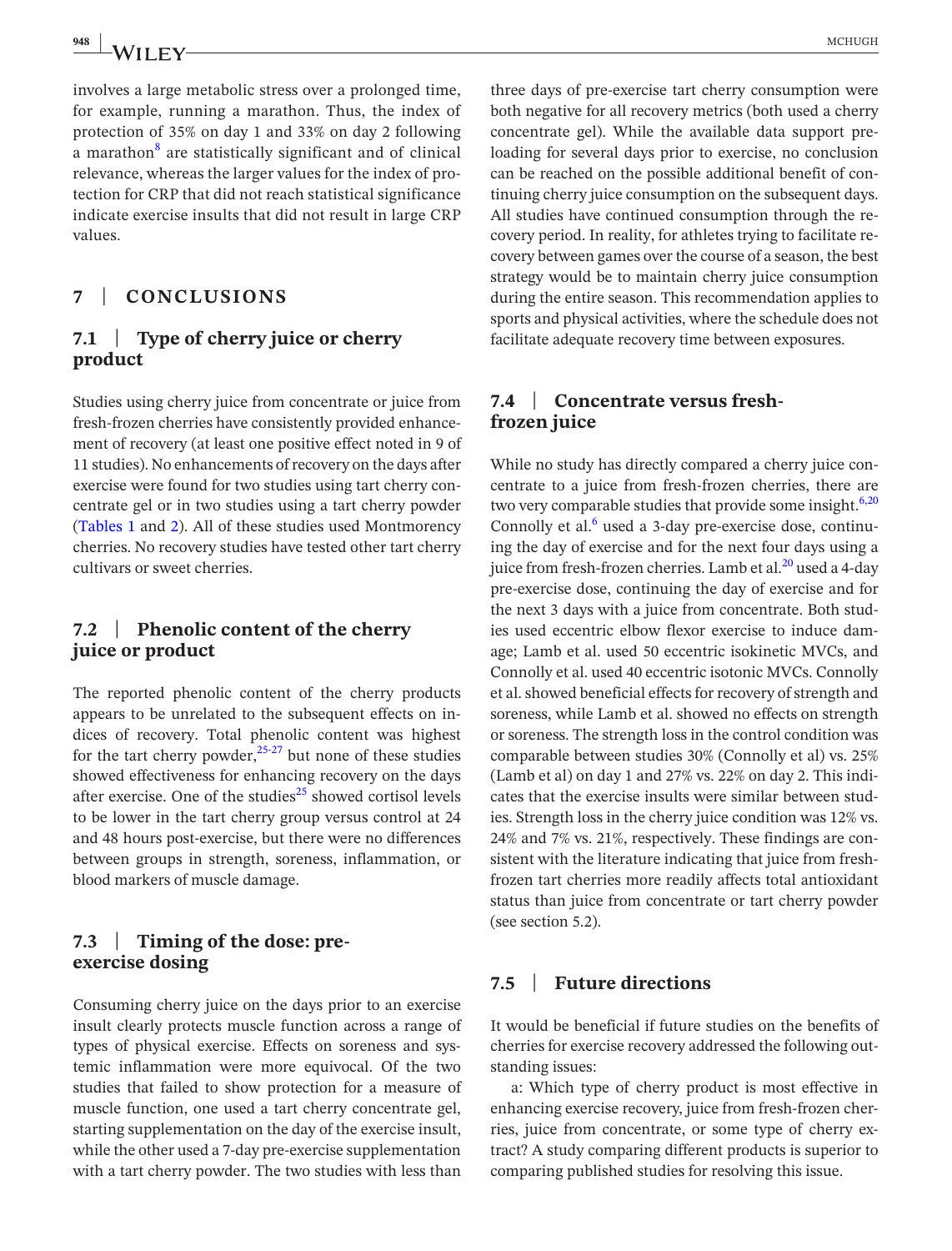involves a large metabolic stress over a prolonged time, for example, running a marathon. Thus, the index of protection of 35% on day 1 and 33% on day 2 following a marathon[8] are statistically significant and of clinical relevance, whereas the larger values for the index of protection for CRP that did not reach statistical significance indicate exercise insults that did not result in large CRP values.

## 7 | CONCLUSIONS

### 7.1 | Type of cherry juice or cherry product

Studies using cherry juice from concentrate or juice from fresh-frozen cherries have consistently provided enhancement of recovery (at least one positive effect noted in 9 of 11 studies). No enhancements of recovery on the days after exercise were found for two studies using tart cherry concentrate gel or in two studies using a tart cherry powder (Tables 1 and 2). All of these studies used Montmorency cherries. No recovery studies have tested other tart cherry cultivars or sweet cherries.

### 7.2 | Phenolic content of the cherry juice or product

The reported phenolic content of the cherry products appears to be unrelated to the subsequent effects on indices of recovery. Total phenolic content was highest for the tart cherry powder,[25-27] but none of these studies showed effectiveness for enhancing recovery on the days after exercise. One of the studies[25] showed cortisol levels to be lower in the tart cherry group versus control at 24 and 48 hours post-exercise, but there were no differences between groups in strength, soreness, inflammation, or blood markers of muscle damage.

### 7.3 | Timing of the dose: pre-exercise dosing

Consuming cherry juice on the days prior to an exercise insult clearly protects muscle function across a range of types of physical exercise. Effects on soreness and systemic inflammation were more equivocal. Of the two studies that failed to show protection for a measure of muscle function, one used a tart cherry concentrate gel, starting supplementation on the day of the exercise insult, while the other used a 7-day pre-exercise supplementation with a tart cherry powder. The two studies with less than three days of pre-exercise tart cherry consumption were both negative for all recovery metrics (both used a cherry concentrate gel). While the available data support preloading for several days prior to exercise, no conclusion can be reached on the possible additional benefit of continuing cherry juice consumption on the subsequent days. All studies have continued consumption through the recovery period. In reality, for athletes trying to facilitate recovery between games over the course of a season, the best strategy would be to maintain cherry juice consumption during the entire season. This recommendation applies to sports and physical activities, where the schedule does not facilitate adequate recovery time between exposures.

### 7.4 | Concentrate versus fresh-frozen juice

While no study has directly compared a cherry juice concentrate to a juice from fresh-frozen cherries, there are two very comparable studies that provide some insight.[6,20] Connolly et al.[6] used a 3-day pre-exercise dose, continuing the day of exercise and for the next four days using a juice from fresh-frozen cherries. Lamb et al.[20] used a 4-day pre-exercise dose, continuing the day of exercise and for the next 3 days with a juice from concentrate. Both studies used eccentric elbow flexor exercise to induce damage; Lamb et al. used 50 eccentric isokinetic MVCs, and Connolly et al. used 40 eccentric isotonic MVCs. Connolly et al. showed beneficial effects for recovery of strength and soreness, while Lamb et al. showed no effects on strength or soreness. The strength loss in the control condition was comparable between studies 30% (Connolly et al) vs. 25% (Lamb et al) on day 1 and 27% vs. 22% on day 2. This indicates that the exercise insults were similar between studies. Strength loss in the cherry juice condition was 12% vs. 24% and 7% vs. 21%, respectively. These findings are consistent with the literature indicating that juice from fresh-frozen tart cherries more readily affects total antioxidant status than juice from concentrate or tart cherry powder (see section 5.2).

### 7.5 | Future directions

It would be beneficial if future studies on the benefits of cherries for exercise recovery addressed the following outstanding issues:

a: Which type of cherry product is most effective in enhancing exercise recovery, juice from fresh-frozen cherries, juice from concentrate, or some type of cherry extract? A study comparing different products is superior to comparing published studies for resolving this issue.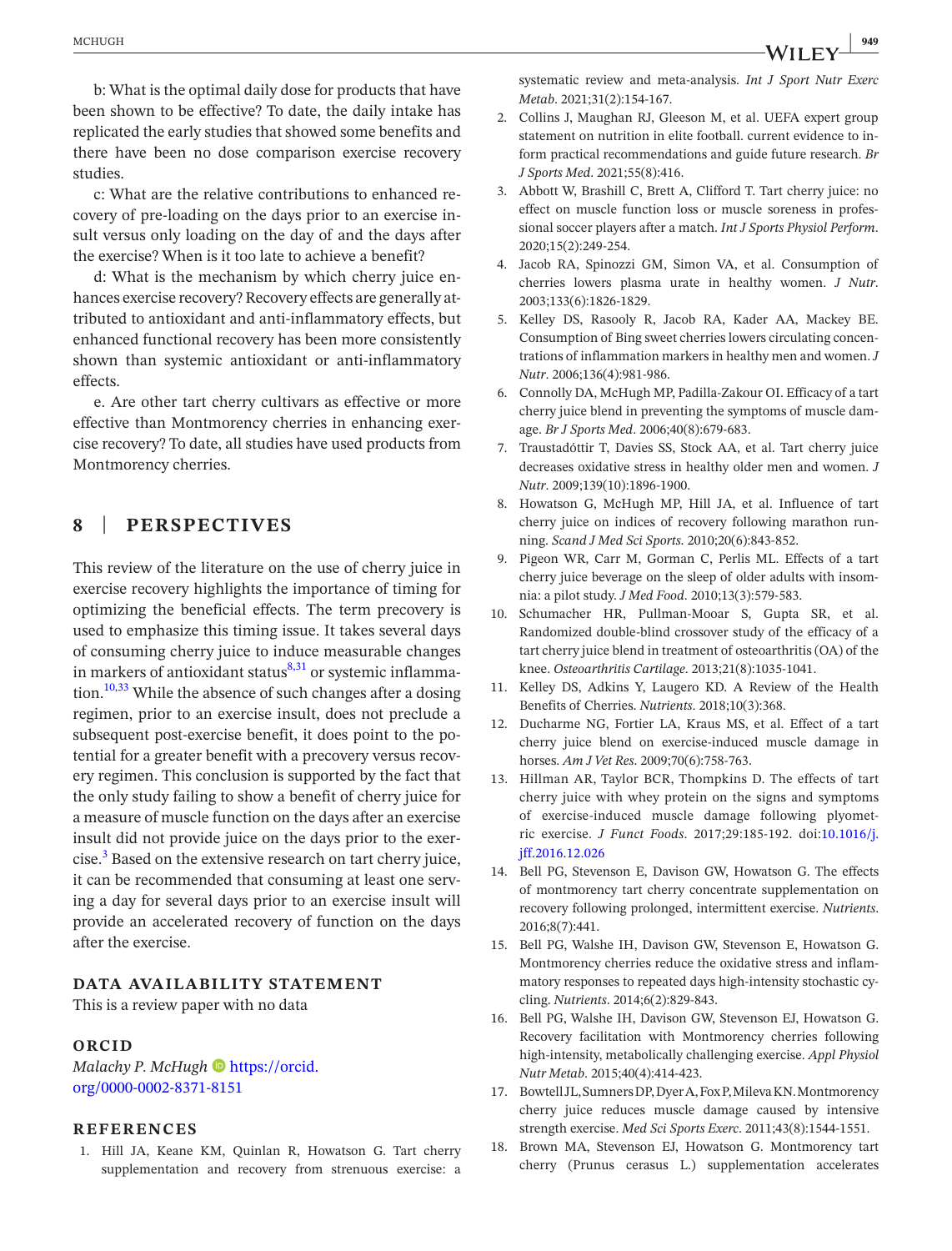b: What is the optimal daily dose for products that have been shown to be effective? To date, the daily intake has replicated the early studies that showed some benefits and there have been no dose comparison exercise recovery studies.

c: What are the relative contributions to enhanced recovery of pre-loading on the days prior to an exercise insult versus only loading on the day of and the days after the exercise? When is it too late to achieve a benefit?

d: What is the mechanism by which cherry juice enhances exercise recovery? Recovery effects are generally attributed to antioxidant and anti-inflammatory effects, but enhanced functional recovery has been more consistently shown than systemic antioxidant or anti-inflammatory effects.

e. Are other tart cherry cultivars as effective or more effective than Montmorency cherries in enhancing exercise recovery? To date, all studies have used products from Montmorency cherries.

## 8 | PERSPECTIVES

This review of the literature on the use of cherry juice in exercise recovery highlights the importance of timing for optimizing the beneficial effects. The term precovery is used to emphasize this timing issue. It takes several days of consuming cherry juice to induce measurable changes in markers of antioxidant status[8,31] or systemic inflammation.[10,33] While the absence of such changes after a dosing regimen, prior to an exercise insult, does not preclude a subsequent post-exercise benefit, it does point to the potential for a greater benefit with a precovery versus recovery regimen. This conclusion is supported by the fact that the only study failing to show a benefit of cherry juice for a measure of muscle function on the days after an exercise insult did not provide juice on the days prior to the exercise.[3] Based on the extensive research on tart cherry juice, it can be recommended that consuming at least one serving a day for several days prior to an exercise insult will provide an accelerated recovery of function on the days after the exercise.

### DATA AVAILABILITY STATEMENT

This is a review paper with no data

### ORCID

*Malachy P. McHugh* https://orcid.org/0000-0002-8371-8151

### REFERENCES

1. Hill JA, Keane KM, Quinlan R, Howatson G. Tart cherry supplementation and recovery from strenuous exercise: a systematic review and meta-analysis. *Int J Sport Nutr Exerc Metab*. 2021;31(2):154-167.
2. Collins J, Maughan RJ, Gleeson M, et al. UEFA expert group statement on nutrition in elite football. current evidence to inform practical recommendations and guide future research. *Br J Sports Med*. 2021;55(8):416.
3. Abbott W, Brashill C, Brett A, Clifford T. Tart cherry juice: no effect on muscle function loss or muscle soreness in professional soccer players after a match. *Int J Sports Physiol Perform*. 2020;15(2):249-254.
4. Jacob RA, Spinozzi GM, Simon VA, et al. Consumption of cherries lowers plasma urate in healthy women. *J Nutr*. 2003;133(6):1826-1829.
5. Kelley DS, Rasooly R, Jacob RA, Kader AA, Mackey BE. Consumption of Bing sweet cherries lowers circulating concentrations of inflammation markers in healthy men and women. *J Nutr*. 2006;136(4):981-986.
6. Connolly DA, McHugh MP, Padilla-Zakour OI. Efficacy of a tart cherry juice blend in preventing the symptoms of muscle damage. *Br J Sports Med*. 2006;40(8):679-683.
7. Traustadóttir T, Davies SS, Stock AA, et al. Tart cherry juice decreases oxidative stress in healthy older men and women. *J Nutr*. 2009;139(10):1896-1900.
8. Howatson G, McHugh MP, Hill JA, et al. Influence of tart cherry juice on indices of recovery following marathon running. *Scand J Med Sci Sports*. 2010;20(6):843-852.
9. Pigeon WR, Carr M, Gorman C, Perlis ML. Effects of a tart cherry juice beverage on the sleep of older adults with insomnia: a pilot study. *J Med Food*. 2010;13(3):579-583.
10. Schumacher HR, Pullman-Mooar S, Gupta SR, et al. Randomized double-blind crossover study of the efficacy of a tart cherry juice blend in treatment of osteoarthritis (OA) of the knee. *Osteoarthritis Cartilage*. 2013;21(8):1035-1041.
11. Kelley DS, Adkins Y, Laugero KD. A Review of the Health Benefits of Cherries. *Nutrients*. 2018;10(3):368.
12. Ducharme NG, Fortier LA, Kraus MS, et al. Effect of a tart cherry juice blend on exercise-induced muscle damage in horses. *Am J Vet Res*. 2009;70(6):758-763.
13. Hillman AR, Taylor BCR, Thompkins D. The effects of tart cherry juice with whey protein on the signs and symptoms of exercise-induced muscle damage following plyometric exercise. *J Funct Foods*. 2017;29:185-192. doi:10.1016/j.jff.2016.12.026
14. Bell PG, Stevenson E, Davison GW, Howatson G. The effects of montmorency tart cherry concentrate supplementation on recovery following prolonged, intermittent exercise. *Nutrients*. 2016;8(7):441.
15. Bell PG, Walshe IH, Davison GW, Stevenson E, Howatson G. Montmorency cherries reduce the oxidative stress and inflammatory responses to repeated days high-intensity stochastic cycling. *Nutrients*. 2014;6(2):829-843.
16. Bell PG, Walshe IH, Davison GW, Stevenson EJ, Howatson G. Recovery facilitation with Montmorency cherries following high-intensity, metabolically challenging exercise. *Appl Physiol Nutr Metab*. 2015;40(4):414-423.
17. Bowtell JL, Sumners DP, Dyer A, Fox P, Mileva KN. Montmorency cherry juice reduces muscle damage caused by intensive strength exercise. *Med Sci Sports Exerc*. 2011;43(8):1544-1551.
18. Brown MA, Stevenson EJ, Howatson G. Montmorency tart cherry (Prunus cerasus L.) supplementation accelerates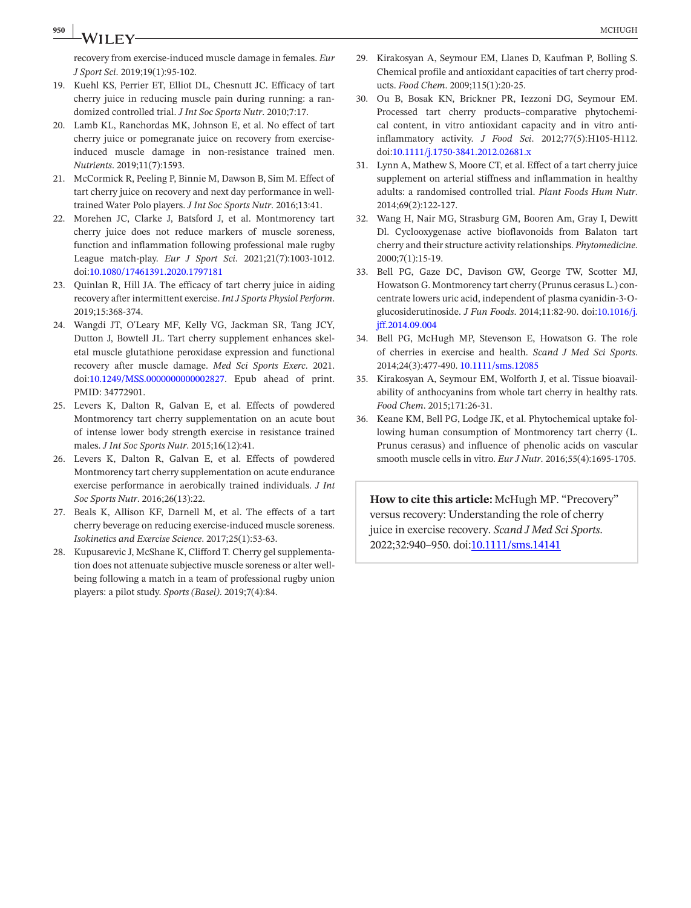recovery from exercise-induced muscle damage in females. *Eur J Sport Sci*. 2019;19(1):95-102.

19. Kuehl KS, Perrier ET, Elliot DL, Chesnutt JC. Efficacy of tart cherry juice in reducing muscle pain during running: a randomized controlled trial. *J Int Soc Sports Nutr*. 2010;7:17.
20. Lamb KL, Ranchordas MK, Johnson E, et al. No effect of tart cherry juice or pomegranate juice on recovery from exercise-induced muscle damage in non-resistance trained men. *Nutrients*. 2019;11(7):1593.
21. McCormick R, Peeling P, Binnie M, Dawson B, Sim M. Effect of tart cherry juice on recovery and next day performance in well-trained Water Polo players. *J Int Soc Sports Nutr*. 2016;13:41.
22. Morehen JC, Clarke J, Batsford J, et al. Montmorency tart cherry juice does not reduce markers of muscle soreness, function and inflammation following professional male rugby League match-play. *Eur J Sport Sci*. 2021;21(7):1003-1012. doi:10.1080/17461391.2020.1797181
23. Quinlan R, Hill JA. The efficacy of tart cherry juice in aiding recovery after intermittent exercise. *Int J Sports Physiol Perform*. 2019;15:368-374.
24. Wangdi JT, O'Leary MF, Kelly VG, Jackman SR, Tang JCY, Dutton J, Bowtell JL. Tart cherry supplement enhances skeletal muscle glutathione peroxidase expression and functional recovery after muscle damage. *Med Sci Sports Exerc*. 2021. doi:10.1249/MSS.0000000000002827. Epub ahead of print. PMID: 34772901.
25. Levers K, Dalton R, Galvan E, et al. Effects of powdered Montmorency tart cherry supplementation on an acute bout of intense lower body strength exercise in resistance trained males. *J Int Soc Sports Nutr*. 2015;16(12):41.
26. Levers K, Dalton R, Galvan E, et al. Effects of powdered Montmorency tart cherry supplementation on acute endurance exercise performance in aerobically trained individuals. *J Int Soc Sports Nutr*. 2016;26(13):22.
27. Beals K, Allison KF, Darnell M, et al. The effects of a tart cherry beverage on reducing exercise-induced muscle soreness. *Isokinetics and Exercise Science*. 2017;25(1):53-63.
28. Kupusarevic J, McShane K, Clifford T. Cherry gel supplementation does not attenuate subjective muscle soreness or alter wellbeing following a match in a team of professional rugby union players: a pilot study. *Sports (Basel)*. 2019;7(4):84.
29. Kirakosyan A, Seymour EM, Llanes D, Kaufman P, Bolling S. Chemical profile and antioxidant capacities of tart cherry products. *Food Chem*. 2009;115(1):20-25.
30. Ou B, Bosak KN, Brickner PR, Iezzoni DG, Seymour EM. Processed tart cherry products–comparative phytochemical content, in vitro antioxidant capacity and in vitro anti-inflammatory activity. *J Food Sci*. 2012;77(5):H105-H112. doi:10.1111/j.1750-3841.2012.02681.x
31. Lynn A, Mathew S, Moore CT, et al. Effect of a tart cherry juice supplement on arterial stiffness and inflammation in healthy adults: a randomised controlled trial. *Plant Foods Hum Nutr*. 2014;69(2):122-127.
32. Wang H, Nair MG, Strasburg GM, Booren Am, Gray I, Dewitt Dl. Cyclooxygenase active bioflavonoids from Balaton tart cherry and their structure activity relationships. *Phytomedicine*. 2000;7(1):15-19.
33. Bell PG, Gaze DC, Davison GW, George TW, Scotter MJ, Howatson G. Montmorency tart cherry (Prunus cerasus L.) concentrate lowers uric acid, independent of plasma cyanidin-3-O-glucosiderutinoside. *J Fun Foods*. 2014;11:82-90. doi:10.1016/j.jff.2014.09.004
34. Bell PG, McHugh MP, Stevenson E, Howatson G. The role of cherries in exercise and health. *Scand J Med Sci Sports*. 2014;24(3):477-490. 10.1111/sms.12085
35. Kirakosyan A, Seymour EM, Wolforth J, et al. Tissue bioavailability of anthocyanins from whole tart cherry in healthy rats. *Food Chem*. 2015;171:26-31.
36. Keane KM, Bell PG, Lodge JK, et al. Phytochemical uptake following human consumption of Montmorency tart cherry (L. Prunus cerasus) and influence of phenolic acids on vascular smooth muscle cells in vitro. *Eur J Nutr*. 2016;55(4):1695-1705.

**How to cite this article:** McHugh MP. "Precovery" versus recovery: Understanding the role of cherry juice in exercise recovery. *Scand J Med Sci Sports*. 2022;32:940–950. doi:10.1111/sms.14141